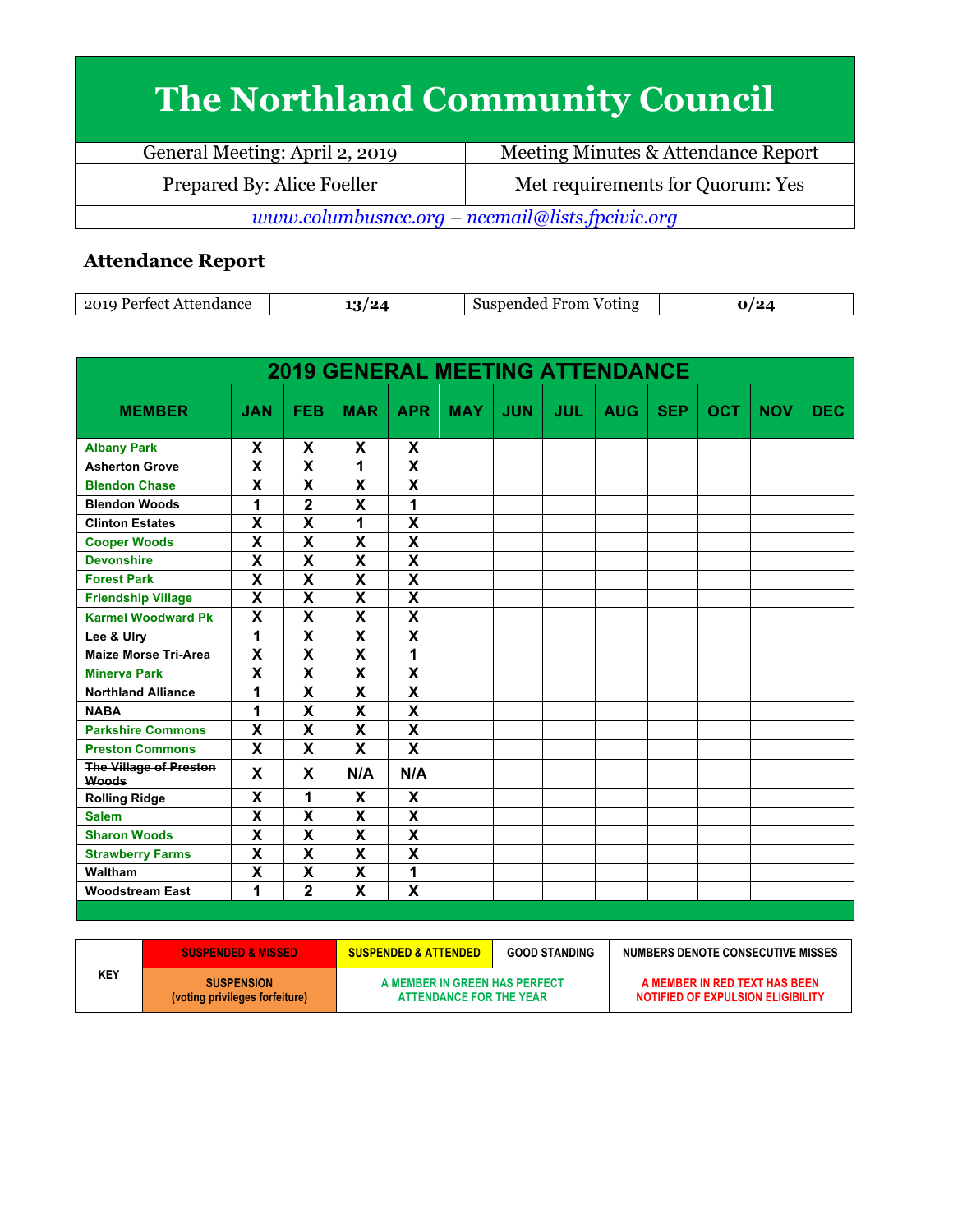# The Northland Community Council

| General Meeting: April 2, 2019 | Meeting Minutes & Attendance Report |
|---|---|
| Prepared By: Alice Foeller | Met requirements for Quorum: Yes |

*www.columbusncc.org – nccmail@lists.fpcivic.org*

## Attendance Report

| 2019 Perfect Attendance | 13/24 | Suspended From Voting | 0/24 |
|---|---|---|---|

**2019 GENERAL MEETING ATTENDANCE**

| MEMBER | JAN | FEB | MAR | APR | MAY | JUN | JUL | AUG | SEP | OCT | NOV | DEC |
|---|---|---|---|---|---|---|---|---|---|---|---|---|
| Albany Park | X | X | X | X | | | | | | | | |
| Asherton Grove | X | X | 1 | X | | | | | | | | |
| Blendon Chase | X | X | X | X | | | | | | | | |
| Blendon Woods | 1 | 2 | X | 1 | | | | | | | | |
| Clinton Estates | X | X | 1 | X | | | | | | | | |
| Cooper Woods | X | X | X | X | | | | | | | | |
| Devonshire | X | X | X | X | | | | | | | | |
| Forest Park | X | X | X | X | | | | | | | | |
| Friendship Village | X | X | X | X | | | | | | | | |
| Karmel Woodward Pk | X | X | X | X | | | | | | | | |
| Lee & Ulry | 1 | X | X | X | | | | | | | | |
| Maize Morse Tri-Area | X | X | X | 1 | | | | | | | | |
| Minerva Park | X | X | X | X | | | | | | | | |
| Northland Alliance | 1 | X | X | X | | | | | | | | |
| NABA | 1 | X | X | X | | | | | | | | |
| Parkshire Commons | X | X | X | X | | | | | | | | |
| Preston Commons | X | X | X | X | | | | | | | | |
| ~~The Village of Preston Woods~~ | X | X | N/A | N/A | | | | | | | | |
| Rolling Ridge | X | 1 | X | X | | | | | | | | |
| Salem | X | X | X | X | | | | | | | | |
| Sharon Woods | X | X | X | X | | | | | | | | |
| Strawberry Farms | X | X | X | X | | | | | | | | |
| Waltham | X | X | X | 1 | | | | | | | | |
| Woodstream East | 1 | 2 | X | X | | | | | | | | |

| KEY | SUSPENDED & MISSED | SUSPENDED & ATTENDED | GOOD STANDING | NUMBERS DENOTE CONSECUTIVE MISSES |
|---|---|---|---|---|
| | SUSPENSION (voting privileges forfeiture) | A MEMBER IN GREEN HAS PERFECT ATTENDANCE FOR THE YEAR | | A MEMBER IN RED TEXT HAS BEEN NOTIFIED OF EXPULSION ELIGIBILITY |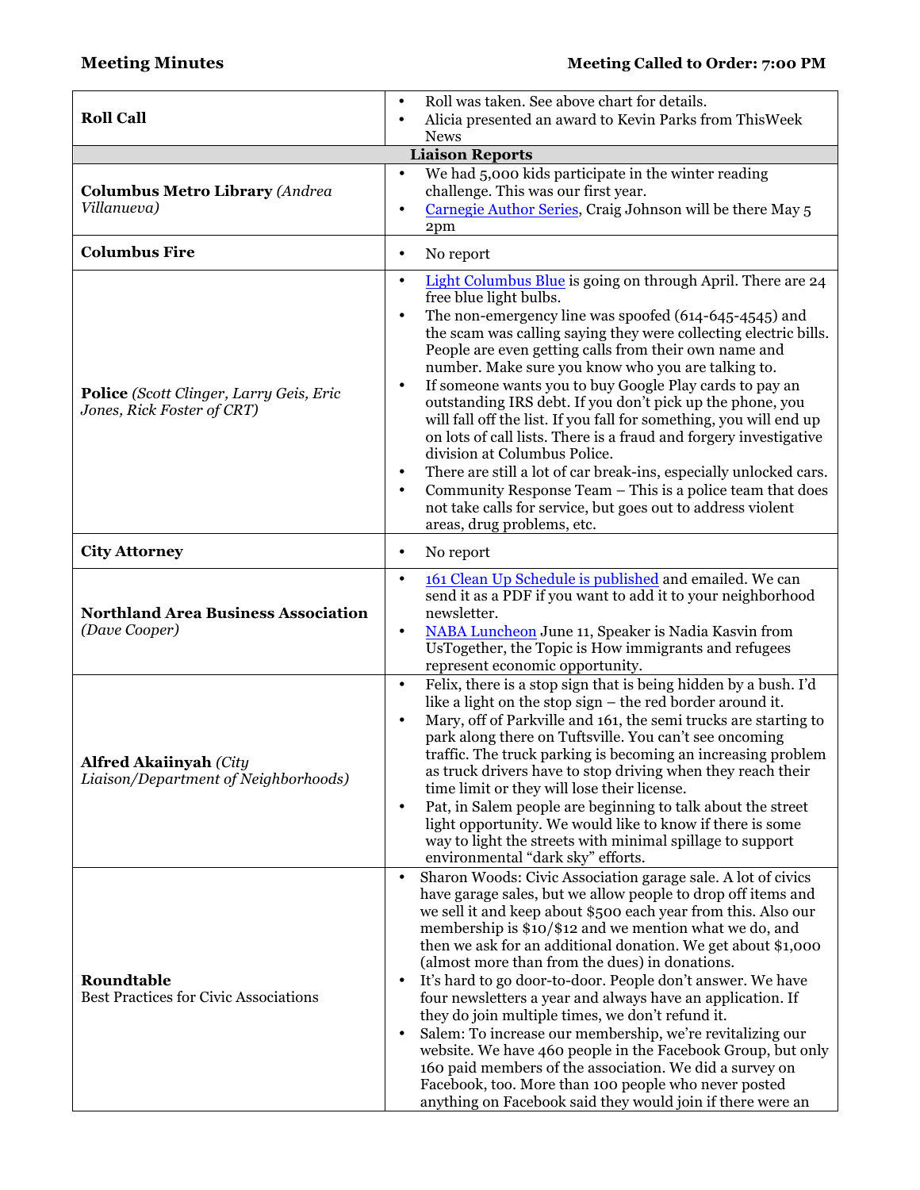| **Meeting Minutes** | **Meeting Called to Order: 7:00 PM** |
|---|---|

| | |
|---|---|
| **Roll Call** | • Roll was taken. See above chart for details.<br>• Alicia presented an award to Kevin Parks from ThisWeek News |
| **Liaison Reports** | |
| **Columbus Metro Library** *(Andrea Villanueva)* | • We had 5,000 kids participate in the winter reading challenge. This was our first year.<br>• Carnegie Author Series, Craig Johnson will be there May 5 2pm |
| **Columbus Fire** | • No report |
| **Police** *(Scott Clinger, Larry Geis, Eric Jones, Rick Foster of CRT)* | • Light Columbus Blue is going on through April. There are 24 free blue light bulbs.<br>• The non-emergency line was spoofed (614-645-4545) and the scam was calling saying they were collecting electric bills. People are even getting calls from their own name and number. Make sure you know who you are talking to.<br>• If someone wants you to buy Google Play cards to pay an outstanding IRS debt. If you don't pick up the phone, you will fall off the list. If you fall for something, you will end up on lots of call lists. There is a fraud and forgery investigative division at Columbus Police.<br>• There are still a lot of car break-ins, especially unlocked cars.<br>• Community Response Team – This is a police team that does not take calls for service, but goes out to address violent areas, drug problems, etc. |
| **City Attorney** | • No report |
| **Northland Area Business Association** *(Dave Cooper)* | • 161 Clean Up Schedule is published and emailed. We can send it as a PDF if you want to add it to your neighborhood newsletter.<br>• NABA Luncheon June 11, Speaker is Nadia Kasvin from UsTogether, the Topic is How immigrants and refugees represent economic opportunity. |
| **Alfred Akaiinyah** *(City Liaison/Department of Neighborhoods)* | • Felix, there is a stop sign that is being hidden by a bush. I'd like a light on the stop sign – the red border around it.<br>• Mary, off of Parkville and 161, the semi trucks are starting to park along there on Tuftsville. You can't see oncoming traffic. The truck parking is becoming an increasing problem as truck drivers have to stop driving when they reach their time limit or they will lose their license.<br>• Pat, in Salem people are beginning to talk about the street light opportunity. We would like to know if there is some way to light the streets with minimal spillage to support environmental "dark sky" efforts. |
| **Roundtable**<br>Best Practices for Civic Associations | • Sharon Woods: Civic Association garage sale. A lot of civics have garage sales, but we allow people to drop off items and we sell it and keep about $500 each year from this. Also our membership is $10/$12 and we mention what we do, and then we ask for an additional donation. We get about $1,000 (almost more than from the dues) in donations.<br>• It's hard to go door-to-door. People don't answer. We have four newsletters a year and always have an application. If they do join multiple times, we don't refund it.<br>• Salem: To increase our membership, we're revitalizing our website. We have 460 people in the Facebook Group, but only 160 paid members of the association. We did a survey on Facebook, too. More than 100 people who never posted anything on Facebook said they would join if there were an |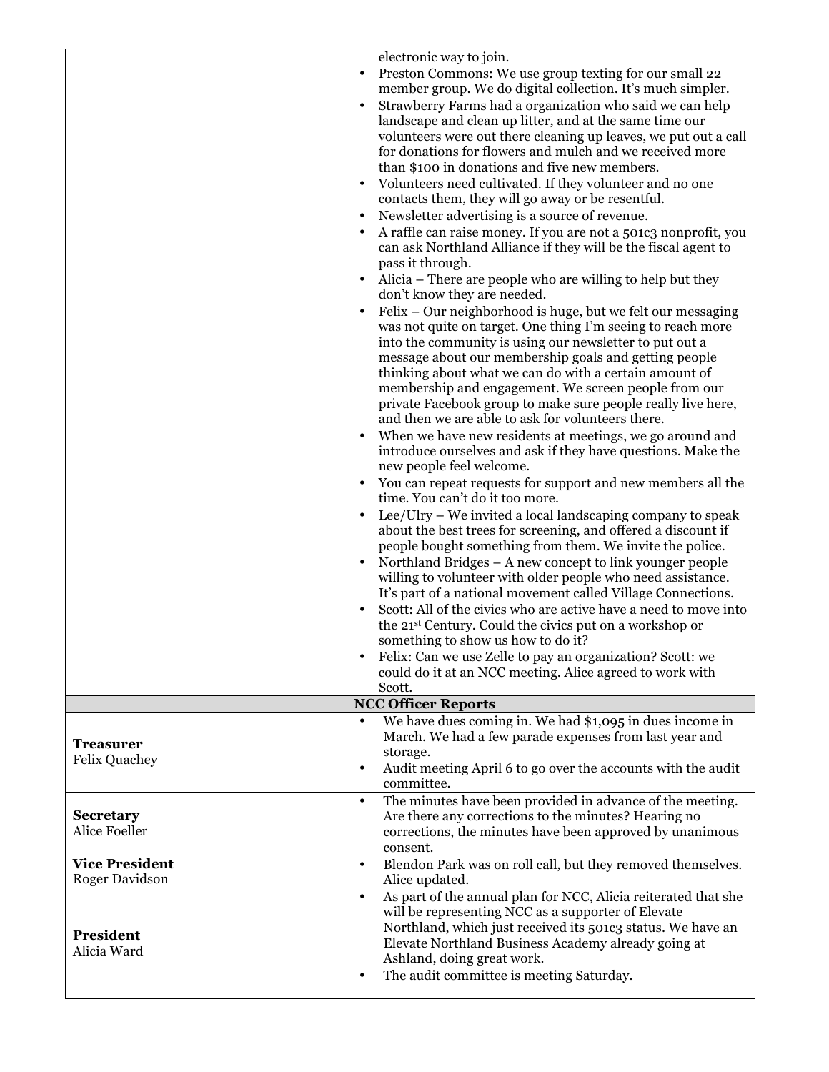| | |
|---|---|
| | electronic way to join.<br>• Preston Commons: We use group texting for our small 22 member group. We do digital collection. It's much simpler.<br>• Strawberry Farms had a organization who said we can help landscape and clean up litter, and at the same time our volunteers were out there cleaning up leaves, we put out a call for donations for flowers and mulch and we received more than $100 in donations and five new members.<br>• Volunteers need cultivated. If they volunteer and no one contacts them, they will go away or be resentful.<br>• Newsletter advertising is a source of revenue.<br>• A raffle can raise money. If you are not a 501c3 nonprofit, you can ask Northland Alliance if they will be the fiscal agent to pass it through.<br>• Alicia – There are people who are willing to help but they don't know they are needed.<br>• Felix – Our neighborhood is huge, but we felt our messaging was not quite on target. One thing I'm seeing to reach more into the community is using our newsletter to put out a message about our membership goals and getting people thinking about what we can do with a certain amount of membership and engagement. We screen people from our private Facebook group to make sure people really live here, and then we are able to ask for volunteers there.<br>• When we have new residents at meetings, we go around and introduce ourselves and ask if they have questions. Make the new people feel welcome.<br>• You can repeat requests for support and new members all the time. You can't do it too more.<br>• Lee/Ulry – We invited a local landscaping company to speak about the best trees for screening, and offered a discount if people bought something from them. We invite the police.<br>• Northland Bridges – A new concept to link younger people willing to volunteer with older people who need assistance. It's part of a national movement called Village Connections.<br>• Scott: All of the civics who are active have a need to move into the 21st Century. Could the civics put on a workshop or something to show us how to do it?<br>• Felix: Can we use Zelle to pay an organization? Scott: we could do it at an NCC meeting. Alice agreed to work with Scott. |
| **NCC Officer Reports** | |
| **Treasurer**<br>Felix Quachey | • We have dues coming in. We had $1,095 in dues income in March. We had a few parade expenses from last year and storage.<br>• Audit meeting April 6 to go over the accounts with the audit committee. |
| **Secretary**<br>Alice Foeller | • The minutes have been provided in advance of the meeting. Are there any corrections to the minutes? Hearing no corrections, the minutes have been approved by unanimous consent. |
| **Vice President**<br>Roger Davidson | • Blendon Park was on roll call, but they removed themselves. Alice updated. |
| **President**<br>Alicia Ward | • As part of the annual plan for NCC, Alicia reiterated that she will be representing NCC as a supporter of Elevate Northland, which just received its 501c3 status. We have an Elevate Northland Business Academy already going at Ashland, doing great work.<br>• The audit committee is meeting Saturday. |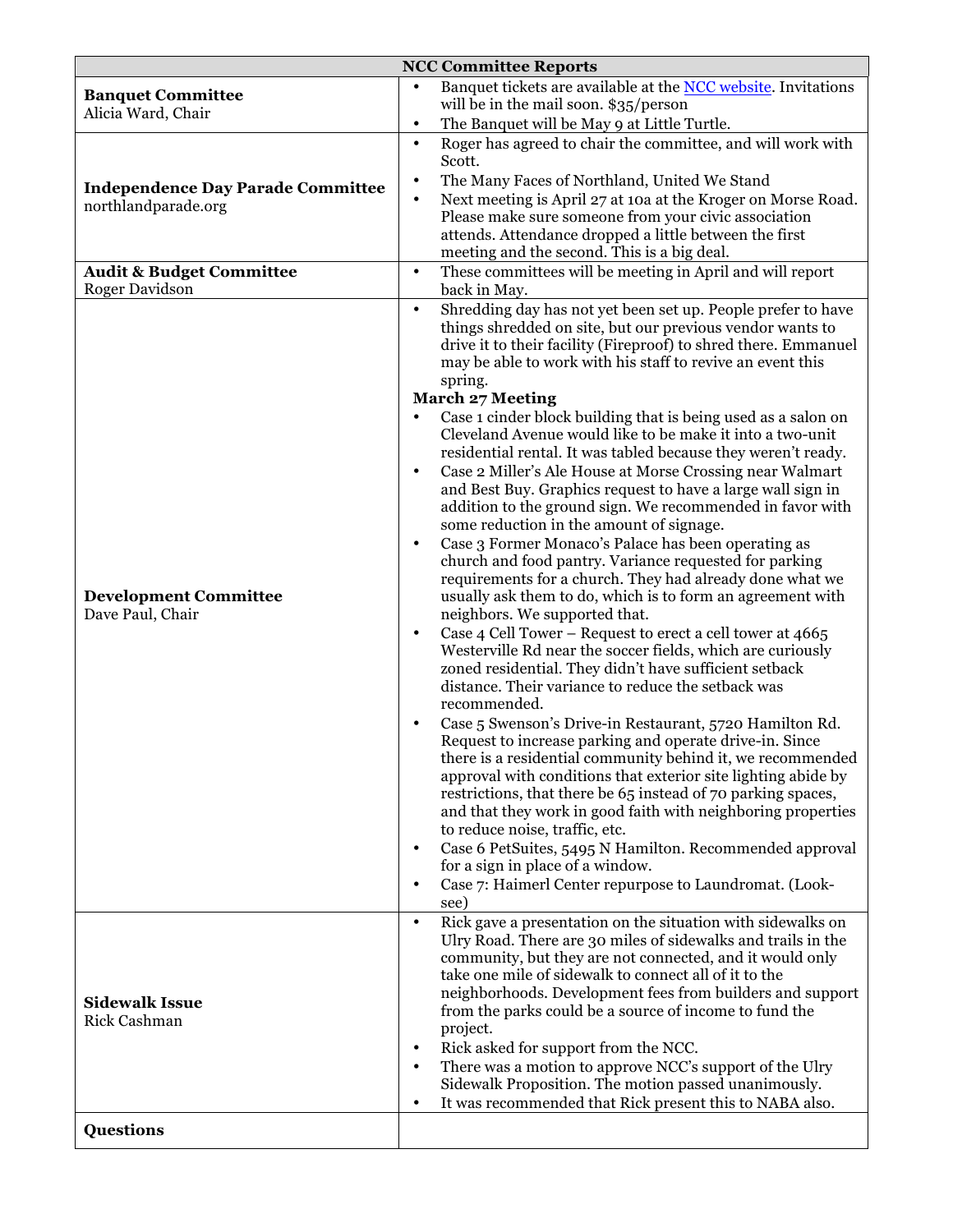| NCC Committee Reports | |
|---|---|
| **Banquet Committee**<br>Alicia Ward, Chair | • Banquet tickets are available at the [NCC website](). Invitations will be in the mail soon. $35/person<br>• The Banquet will be May 9 at Little Turtle. |
| **Independence Day Parade Committee**<br>northlandparade.org | • Roger has agreed to chair the committee, and will work with Scott.<br>• The Many Faces of Northland, United We Stand<br>• Next meeting is April 27 at 10a at the Kroger on Morse Road. Please make sure someone from your civic association attends. Attendance dropped a little between the first meeting and the second. This is a big deal. |
| **Audit & Budget Committee**<br>Roger Davidson | • These committees will be meeting in April and will report back in May. |
| **Development Committee**<br>Dave Paul, Chair | • Shredding day has not yet been set up. People prefer to have things shredded on site, but our previous vendor wants to drive it to their facility (Fireproof) to shred there. Emmanuel may be able to work with his staff to revive an event this spring.<br>**March 27 Meeting**<br>• Case 1 cinder block building that is being used as a salon on Cleveland Avenue would like to be make it into a two-unit residential rental. It was tabled because they weren't ready.<br>• Case 2 Miller's Ale House at Morse Crossing near Walmart and Best Buy. Graphics request to have a large wall sign in addition to the ground sign. We recommended in favor with some reduction in the amount of signage.<br>• Case 3 Former Monaco's Palace has been operating as church and food pantry. Variance requested for parking requirements for a church. They had already done what we usually ask them to do, which is to form an agreement with neighbors. We supported that.<br>• Case 4 Cell Tower – Request to erect a cell tower at 4665 Westerville Rd near the soccer fields, which are curiously zoned residential. They didn't have sufficient setback distance. Their variance to reduce the setback was recommended.<br>• Case 5 Swenson's Drive-in Restaurant, 5720 Hamilton Rd. Request to increase parking and operate drive-in. Since there is a residential community behind it, we recommended approval with conditions that exterior site lighting abide by restrictions, that there be 65 instead of 70 parking spaces, and that they work in good faith with neighboring properties to reduce noise, traffic, etc.<br>• Case 6 PetSuites, 5495 N Hamilton. Recommended approval for a sign in place of a window.<br>• Case 7: Haimerl Center repurpose to Laundromat. (Look-see) |
| **Sidewalk Issue**<br>Rick Cashman | • Rick gave a presentation on the situation with sidewalks on Ulry Road. There are 30 miles of sidewalks and trails in the community, but they are not connected, and it would only take one mile of sidewalk to connect all of it to the neighborhoods. Development fees from builders and support from the parks could be a source of income to fund the project.<br>• Rick asked for support from the NCC.<br>• There was a motion to approve NCC's support of the Ulry Sidewalk Proposition. The motion passed unanimously.<br>• It was recommended that Rick present this to NABA also. |
| **Questions** | |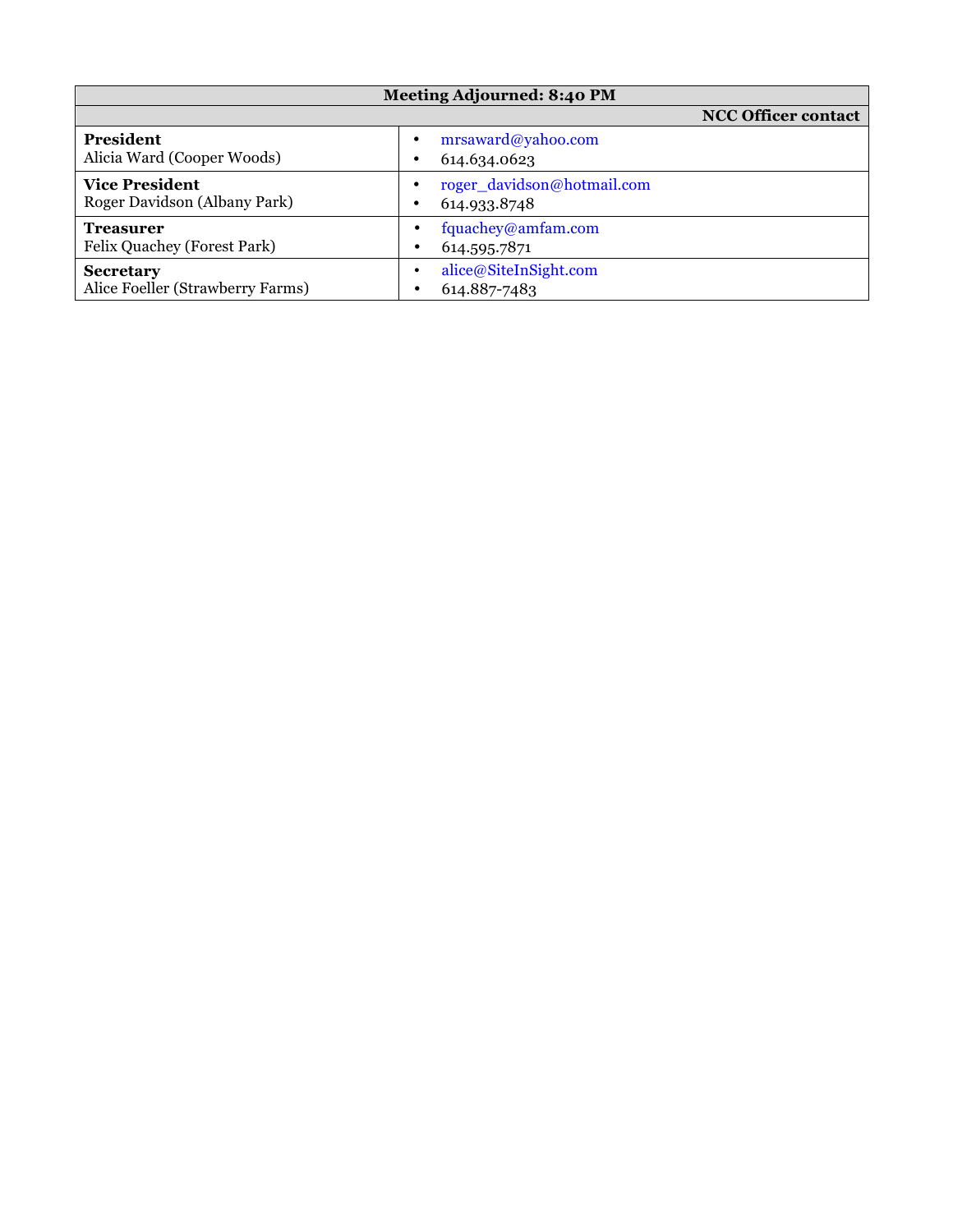| Meeting Adjourned: 8:40 PM | |
|---|---|
| | **NCC Officer contact** |
| **President**<br>Alicia Ward (Cooper Woods) | • mrsaward@yahoo.com<br>• 614.634.0623 |
| **Vice President**<br>Roger Davidson (Albany Park) | • roger_davidson@hotmail.com<br>• 614.933.8748 |
| **Treasurer**<br>Felix Quachey (Forest Park) | • fquachey@amfam.com<br>• 614.595.7871 |
| **Secretary**<br>Alice Foeller (Strawberry Farms) | • alice@SiteInSight.com<br>• 614.887-7483 |